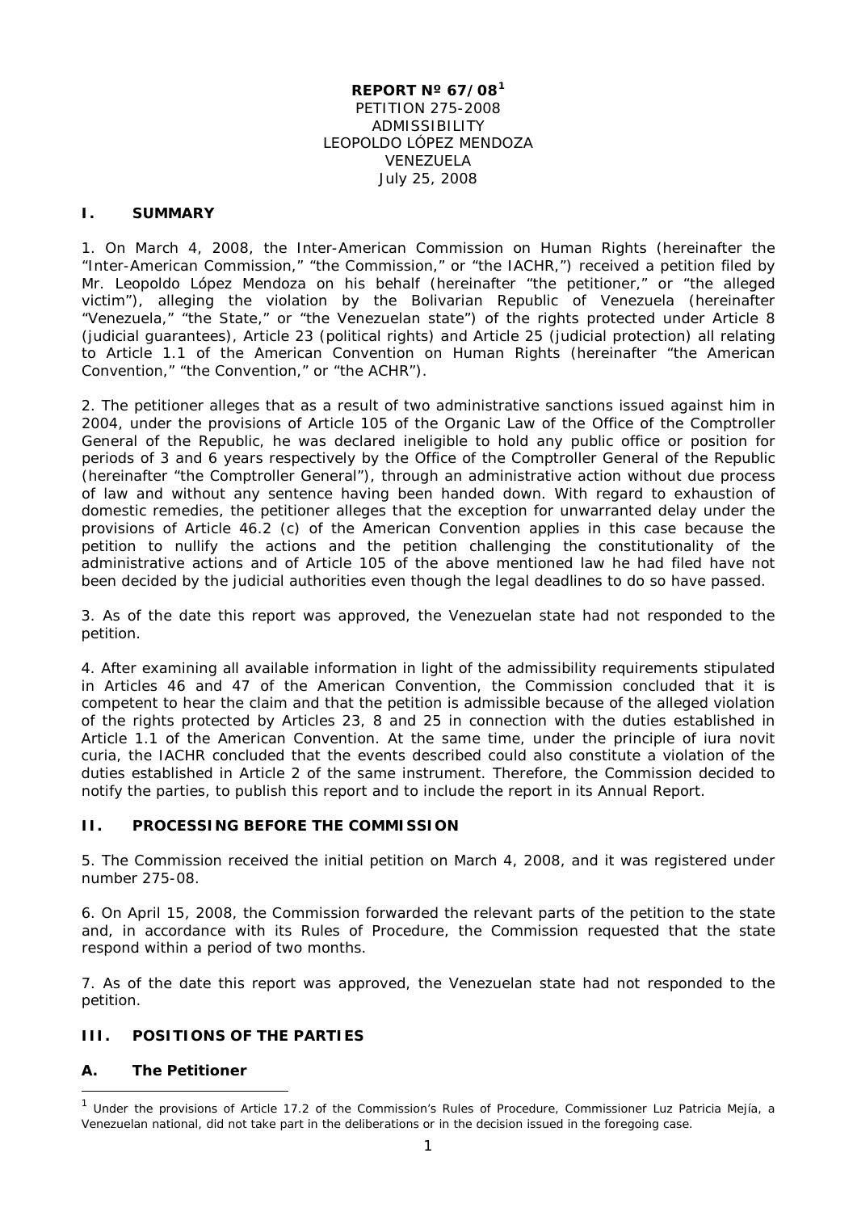**REPORT Nº 67/08[1]**
PETITION 275-2008
ADMISSIBILITY
LEOPOLDO LÓPEZ MENDOZA
VENEZUELA
July 25, 2008

## I. SUMMARY

1. On March 4, 2008, the Inter-American Commission on Human Rights (hereinafter the "Inter-American Commission," "the Commission," or "the IACHR,") received a petition filed by Mr. Leopoldo López Mendoza on his behalf (hereinafter "the petitioner," or "the alleged victim"), alleging the violation by the Bolivarian Republic of Venezuela (hereinafter "Venezuela," "the State," or "the Venezuelan state") of the rights protected under Article 8 (judicial guarantees), Article 23 (political rights) and Article 25 (judicial protection) all relating to Article 1.1 of the American Convention on Human Rights (hereinafter "the American Convention," "the Convention," or "the ACHR").

2. The petitioner alleges that as a result of two administrative sanctions issued against him in 2004, under the provisions of Article 105 of the Organic Law of the Office of the Comptroller General of the Republic, he was declared ineligible to hold any public office or position for periods of 3 and 6 years respectively by the Office of the Comptroller General of the Republic (hereinafter "the Comptroller General"), through an administrative action without due process of law and without any sentence having been handed down. With regard to exhaustion of domestic remedies, the petitioner alleges that the exception for unwarranted delay under the provisions of Article 46.2 (c) of the American Convention applies in this case because the petition to nullify the actions and the petition challenging the constitutionality of the administrative actions and of Article 105 of the above mentioned law he had filed have not been decided by the judicial authorities even though the legal deadlines to do so have passed.

3. As of the date this report was approved, the Venezuelan state had not responded to the petition.

4. After examining all available information in light of the admissibility requirements stipulated in Articles 46 and 47 of the American Convention, the Commission concluded that it is competent to hear the claim and that the petition is admissible because of the alleged violation of the rights protected by Articles 23, 8 and 25 in connection with the duties established in Article 1.1 of the American Convention. At the same time, under the principle of iura novit curia, the IACHR concluded that the events described could also constitute a violation of the duties established in Article 2 of the same instrument. Therefore, the Commission decided to notify the parties, to publish this report and to include the report in its Annual Report.

## II. PROCESSING BEFORE THE COMMISSION

5. The Commission received the initial petition on March 4, 2008, and it was registered under number 275-08.

6. On April 15, 2008, the Commission forwarded the relevant parts of the petition to the state and, in accordance with its Rules of Procedure, the Commission requested that the state respond within a period of two months.

7. As of the date this report was approved, the Venezuelan state had not responded to the petition.

## III. POSITIONS OF THE PARTIES

### A. The Petitioner

[1] Under the provisions of Article 17.2 of the Commission's Rules of Procedure, Commissioner Luz Patricia Mejía, a Venezuelan national, did not take part in the deliberations or in the decision issued in the foregoing case.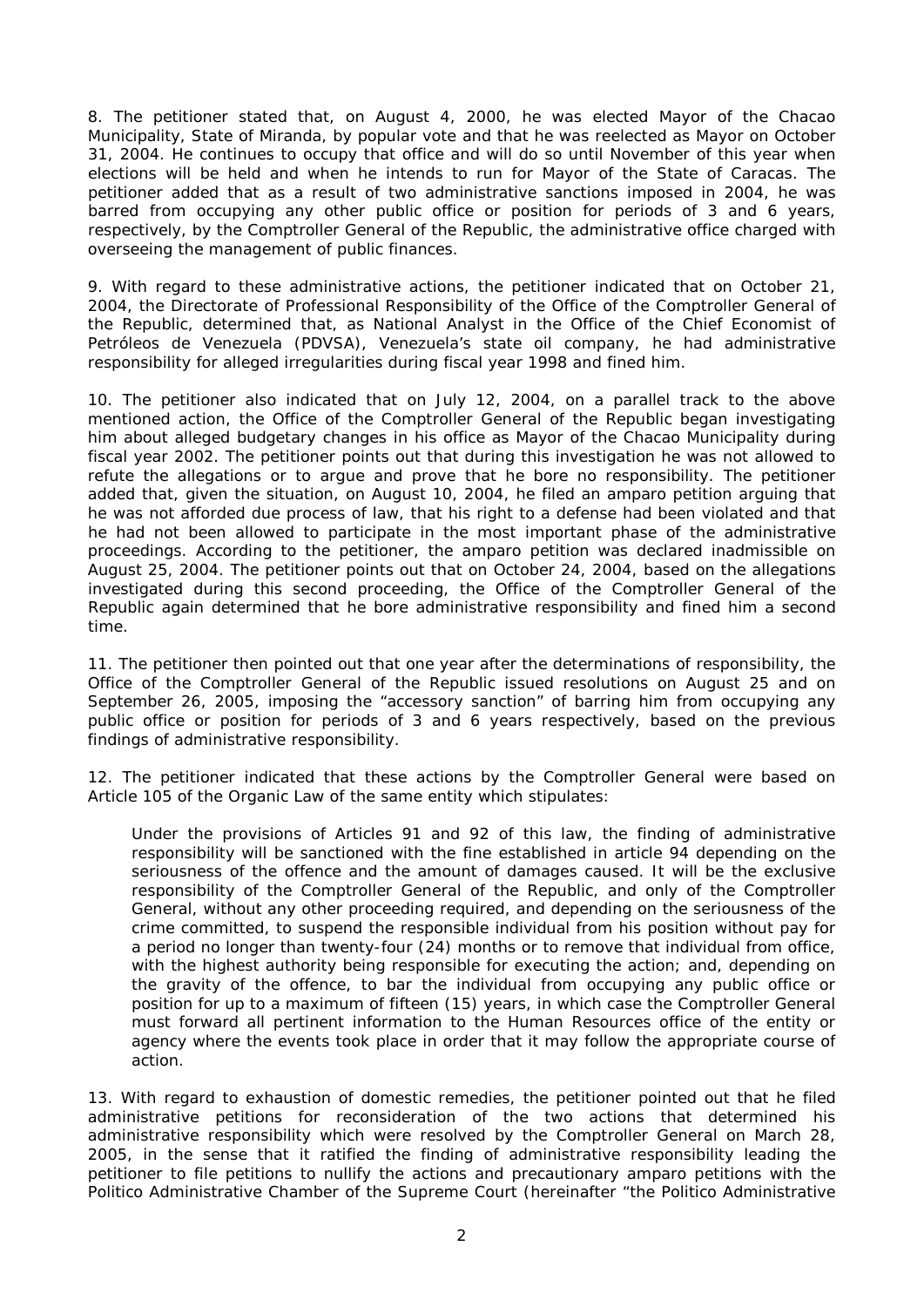8. The petitioner stated that, on August 4, 2000, he was elected Mayor of the Chacao Municipality, State of Miranda, by popular vote and that he was reelected as Mayor on October 31, 2004. He continues to occupy that office and will do so until November of this year when elections will be held and when he intends to run for Mayor of the State of Caracas. The petitioner added that as a result of two administrative sanctions imposed in 2004, he was barred from occupying any other public office or position for periods of 3 and 6 years, respectively, by the Comptroller General of the Republic, the administrative office charged with overseeing the management of public finances.

9. With regard to these administrative actions, the petitioner indicated that on October 21, 2004, the Directorate of Professional Responsibility of the Office of the Comptroller General of the Republic, determined that, as National Analyst in the Office of the Chief Economist of Petróleos de Venezuela (PDVSA), Venezuela's state oil company, he had administrative responsibility for alleged irregularities during fiscal year 1998 and fined him.

10. The petitioner also indicated that on July 12, 2004, on a parallel track to the above mentioned action, the Office of the Comptroller General of the Republic began investigating him about alleged budgetary changes in his office as Mayor of the Chacao Municipality during fiscal year 2002. The petitioner points out that during this investigation he was not allowed to refute the allegations or to argue and prove that he bore no responsibility. The petitioner added that, given the situation, on August 10, 2004, he filed an amparo petition arguing that he was not afforded due process of law, that his right to a defense had been violated and that he had not been allowed to participate in the most important phase of the administrative proceedings. According to the petitioner, the amparo petition was declared inadmissible on August 25, 2004. The petitioner points out that on October 24, 2004, based on the allegations investigated during this second proceeding, the Office of the Comptroller General of the Republic again determined that he bore administrative responsibility and fined him a second time.

11. The petitioner then pointed out that one year after the determinations of responsibility, the Office of the Comptroller General of the Republic issued resolutions on August 25 and on September 26, 2005, imposing the "accessory sanction" of barring him from occupying any public office or position for periods of 3 and 6 years respectively, based on the previous findings of administrative responsibility.

12. The petitioner indicated that these actions by the Comptroller General were based on Article 105 of the Organic Law of the same entity which stipulates:

> Under the provisions of Articles 91 and 92 of this law, the finding of administrative responsibility will be sanctioned with the fine established in article 94 depending on the seriousness of the offence and the amount of damages caused. It will be the exclusive responsibility of the Comptroller General of the Republic, and only of the Comptroller General, without any other proceeding required, and depending on the seriousness of the crime committed, to suspend the responsible individual from his position without pay for a period no longer than twenty-four (24) months or to remove that individual from office, with the highest authority being responsible for executing the action; and, depending on the gravity of the offence, to bar the individual from occupying any public office or position for up to a maximum of fifteen (15) years, in which case the Comptroller General must forward all pertinent information to the Human Resources office of the entity or agency where the events took place in order that it may follow the appropriate course of action.

13. With regard to exhaustion of domestic remedies, the petitioner pointed out that he filed administrative petitions for reconsideration of the two actions that determined his administrative responsibility which were resolved by the Comptroller General on March 28, 2005, in the sense that it ratified the finding of administrative responsibility leading the petitioner to file petitions to nullify the actions and precautionary amparo petitions with the Politico Administrative Chamber of the Supreme Court (hereinafter "the Politico Administrative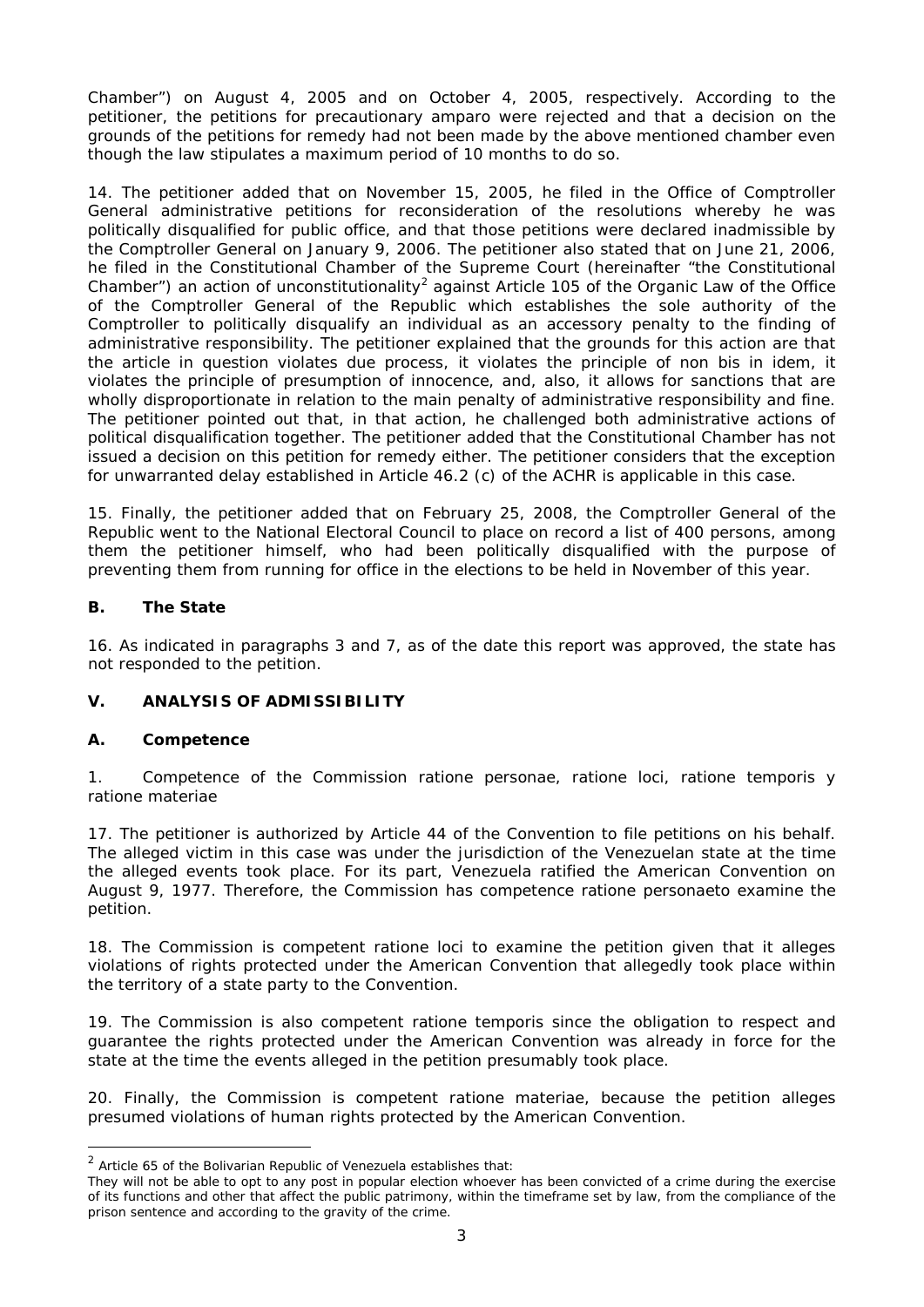Chamber") on August 4, 2005 and on October 4, 2005, respectively. According to the petitioner, the petitions for precautionary amparo were rejected and that a decision on the grounds of the petitions for remedy had not been made by the above mentioned chamber even though the law stipulates a maximum period of 10 months to do so.

14. The petitioner added that on November 15, 2005, he filed in the Office of Comptroller General administrative petitions for reconsideration of the resolutions whereby he was politically disqualified for public office, and that those petitions were declared inadmissible by the Comptroller General on January 9, 2006. The petitioner also stated that on June 21, 2006, he filed in the Constitutional Chamber of the Supreme Court (hereinafter "the Constitutional Chamber") an action of unconstitutionality[2] against Article 105 of the Organic Law of the Office of the Comptroller General of the Republic which establishes the sole authority of the Comptroller to politically disqualify an individual as an accessory penalty to the finding of administrative responsibility. The petitioner explained that the grounds for this action are that the article in question violates due process, it violates the principle of non bis in idem, it violates the principle of presumption of innocence, and, also, it allows for sanctions that are wholly disproportionate in relation to the main penalty of administrative responsibility and fine. The petitioner pointed out that, in that action, he challenged both administrative actions of political disqualification together. The petitioner added that the Constitutional Chamber has not issued a decision on this petition for remedy either. The petitioner considers that the exception for unwarranted delay established in Article 46.2 (c) of the ACHR is applicable in this case.

15. Finally, the petitioner added that on February 25, 2008, the Comptroller General of the Republic went to the National Electoral Council to place on record a list of 400 persons, among them the petitioner himself, who had been politically disqualified with the purpose of preventing them from running for office in the elections to be held in November of this year.

### B. The State

16. As indicated in paragraphs 3 and 7, as of the date this report was approved, the state has not responded to the petition.

## V. ANALYSIS OF ADMISSIBILITY

### A. Competence

1. Competence of the Commission ratione personae, ratione loci, ratione temporis y ratione materiae

17. The petitioner is authorized by Article 44 of the Convention to file petitions on his behalf. The alleged victim in this case was under the jurisdiction of the Venezuelan state at the time the alleged events took place. For its part, Venezuela ratified the American Convention on August 9, 1977. Therefore, the Commission has competence ratione personaeto examine the petition.

18. The Commission is competent ratione loci to examine the petition given that it alleges violations of rights protected under the American Convention that allegedly took place within the territory of a state party to the Convention.

19. The Commission is also competent ratione temporis since the obligation to respect and guarantee the rights protected under the American Convention was already in force for the state at the time the events alleged in the petition presumably took place.

20. Finally, the Commission is competent ratione materiae, because the petition alleges presumed violations of human rights protected by the American Convention.

---

[2] Article 65 of the Bolivarian Republic of Venezuela establishes that:
They will not be able to opt to any post in popular election whoever has been convicted of a crime during the exercise of its functions and other that affect the public patrimony, within the timeframe set by law, from the compliance of the prison sentence and according to the gravity of the crime.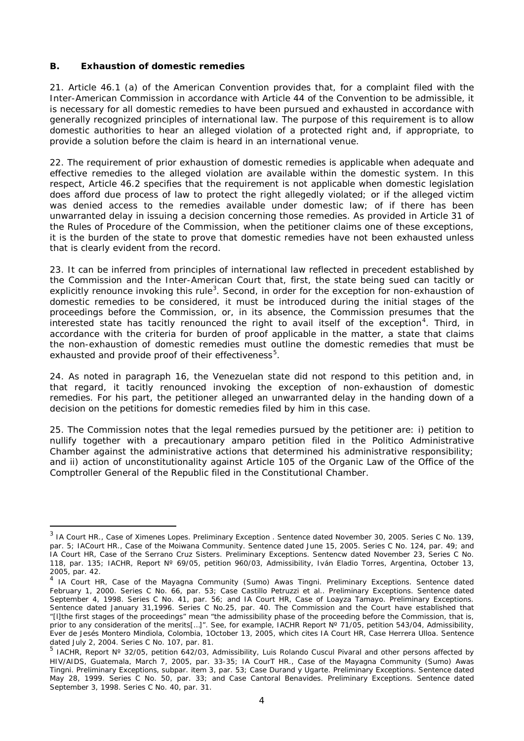### B. Exhaustion of domestic remedies

21. Article 46.1 (a) of the American Convention provides that, for a complaint filed with the Inter-American Commission in accordance with Article 44 of the Convention to be admissible, it is necessary for all domestic remedies to have been pursued and exhausted in accordance with generally recognized principles of international law. The purpose of this requirement is to allow domestic authorities to hear an alleged violation of a protected right and, if appropriate, to provide a solution before the claim is heard in an international venue.

22. The requirement of prior exhaustion of domestic remedies is applicable when adequate and effective remedies to the alleged violation are available within the domestic system. In this respect, Article 46.2 specifies that the requirement is not applicable when domestic legislation does afford due process of law to protect the right allegedly violated; or if the alleged victim was denied access to the remedies available under domestic law; of if there has been unwarranted delay in issuing a decision concerning those remedies. As provided in Article 31 of the Rules of Procedure of the Commission, when the petitioner claims one of these exceptions, it is the burden of the state to prove that domestic remedies have not been exhausted unless that is clearly evident from the record.

23. It can be inferred from principles of international law reflected in precedent established by the Commission and the Inter-American Court that, first, the state being sued can tacitly or explicitly renounce invoking this rule[3]. Second, in order for the exception for non-exhaustion of domestic remedies to be considered, it must be introduced during the initial stages of the proceedings before the Commission, or, in its absence, the Commission presumes that the interested state has tacitly renounced the right to avail itself of the exception[4]. Third, in accordance with the criteria for burden of proof applicable in the matter, a state that claims the non-exhaustion of domestic remedies must outline the domestic remedies that must be exhausted and provide proof of their effectiveness[5].

24. As noted in paragraph 16, the Venezuelan state did not respond to this petition and, in that regard, it tacitly renounced invoking the exception of non-exhaustion of domestic remedies. For his part, the petitioner alleged an unwarranted delay in the handing down of a decision on the petitions for domestic remedies filed by him in this case.

25. The Commission notes that the legal remedies pursued by the petitioner are: i) petition to nullify together with a precautionary amparo petition filed in the Politico Administrative Chamber against the administrative actions that determined his administrative responsibility; and ii) action of unconstitutionality against Article 105 of the Organic Law of the Office of the Comptroller General of the Republic filed in the Constitutional Chamber.

---

[3] IA Court HR., Case of Ximenes Lopes. Preliminary Exception . Sentence dated November 30, 2005. Series C No. 139, par. 5; IACourt HR., Case of the Moiwana Community. Sentence dated June 15, 2005. Series C No. 124, par. 49; and IA Court HR, Case of the Serrano Cruz Sisters. Preliminary Exceptions. Sentencw dated November 23, Series C No. 118, par. 135; IACHR, Report Nº 69/05, petition 960/03, Admissibility, Iván Eladio Torres, Argentina, October 13, 2005, par. 42.

[4] IA Court HR, Case of the Mayagna Community (Sumo) Awas Tingni. Preliminary Exceptions. Sentence dated February 1, 2000. Series C No. 66, par. 53; Case Castillo Petruzzi et al.. Preliminary Exceptions. Sentence dated September 4, 1998. Series C No. 41, par. 56; and IA Court HR, Case of Loayza Tamayo. Preliminary Exceptions. Sentence dated January 31,1996. Series C No.25, par. 40. The Commission and the Court have established that "[l]the first stages of the proceedings" mean "the admissibility phase of the proceeding before the Commission, that is, prior to any consideration of the merits[…]". See, for example, IACHR Report Nº 71/05, petition 543/04, Admissibility, Ever de Jesés Montero Mindiola, Colombia, 1October 13, 2005, which cites IA Court HR, Case Herrera Ulloa. Sentence dated July 2, 2004. Series C No. 107, par. 81.

[5] IACHR, Report Nº 32/05, petition 642/03, Admissibility, Luis Rolando Cuscul Pivaral and other persons affected by HIV/AIDS, Guatemala, March 7, 2005, par. 33-35; IA CourT HR., Case of the Mayagna Community (Sumo) Awas Tingni. Preliminary Exceptions, subpar. item 3, par. 53; Case Durand y Ugarte. Preliminary Exceptions. Sentence dated May 28, 1999. Series C No. 50, par. 33; and Case Cantoral Benavides. Preliminary Exceptions. Sentence dated September 3, 1998. Series C No. 40, par. 31.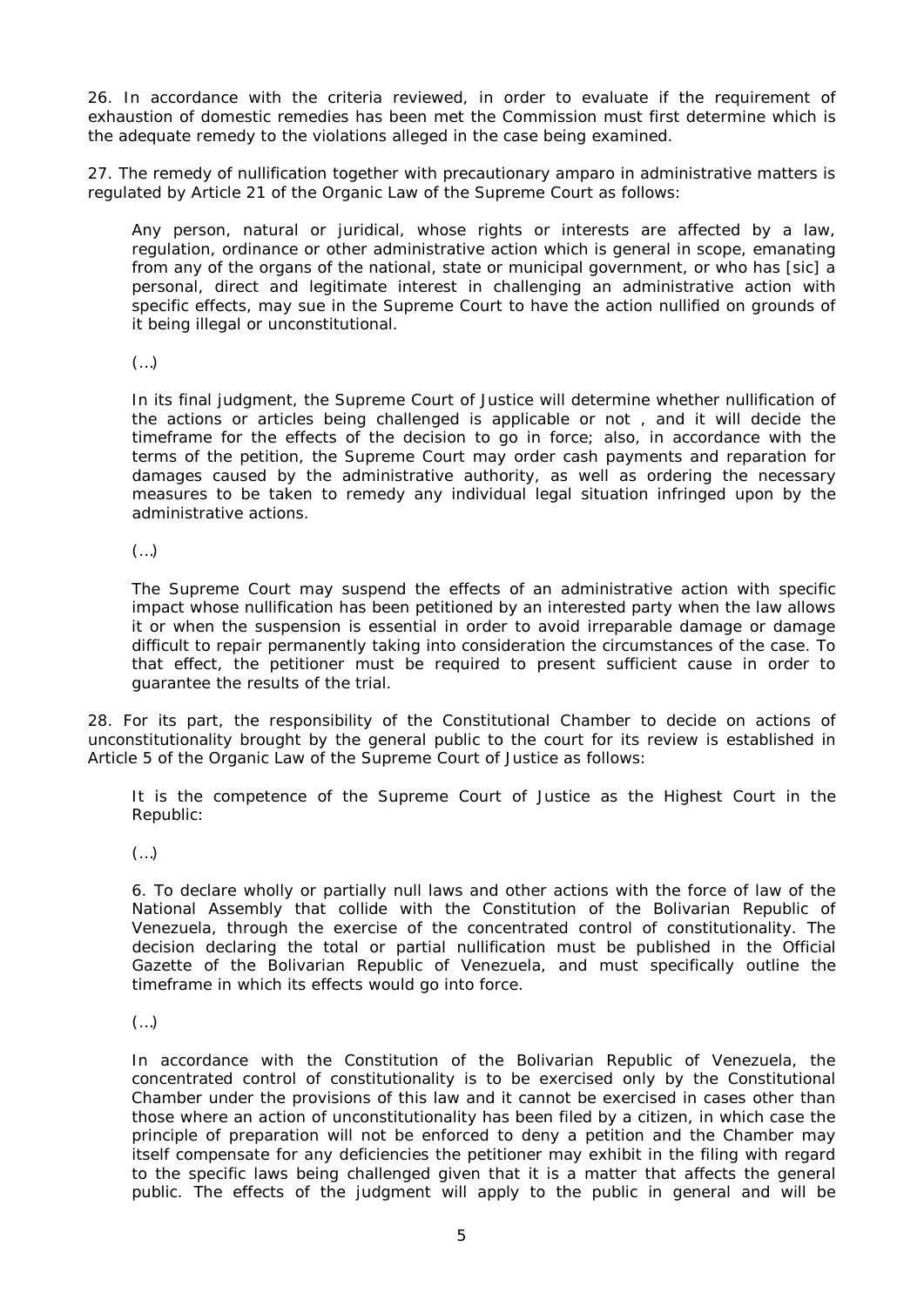26. In accordance with the criteria reviewed, in order to evaluate if the requirement of exhaustion of domestic remedies has been met the Commission must first determine which is the adequate remedy to the violations alleged in the case being examined.

27. The remedy of nullification together with precautionary amparo in administrative matters is regulated by Article 21 of the Organic Law of the Supreme Court as follows:

> Any person, natural or juridical, whose rights or interests are affected by a law, regulation, ordinance or other administrative action which is general in scope, emanating from any of the organs of the national, state or municipal government, or who has [sic] a personal, direct and legitimate interest in challenging an administrative action with specific effects, may sue in the Supreme Court to have the action nullified on grounds of it being illegal or unconstitutional.
>
> (…)
>
> In its final judgment, the Supreme Court of Justice will determine whether nullification of the actions or articles being challenged is applicable or not , and it will decide the timeframe for the effects of the decision to go in force; also, in accordance with the terms of the petition, the Supreme Court may order cash payments and reparation for damages caused by the administrative authority, as well as ordering the necessary measures to be taken to remedy any individual legal situation infringed upon by the administrative actions.
>
> (…)
>
> The Supreme Court may suspend the effects of an administrative action with specific impact whose nullification has been petitioned by an interested party when the law allows it or when the suspension is essential in order to avoid irreparable damage or damage difficult to repair permanently taking into consideration the circumstances of the case. To that effect, the petitioner must be required to present sufficient cause in order to guarantee the results of the trial.

28. For its part, the responsibility of the Constitutional Chamber to decide on actions of unconstitutionality brought by the general public to the court for its review is established in Article 5 of the Organic Law of the Supreme Court of Justice as follows:

> It is the competence of the Supreme Court of Justice as the Highest Court in the Republic:
>
> (…)
>
> 6. To declare wholly or partially null laws and other actions with the force of law of the National Assembly that collide with the Constitution of the Bolivarian Republic of Venezuela, through the exercise of the concentrated control of constitutionality. The decision declaring the total or partial nullification must be published in the Official Gazette of the Bolivarian Republic of Venezuela, and must specifically outline the timeframe in which its effects would go into force.
>
> (…)
>
> In accordance with the Constitution of the Bolivarian Republic of Venezuela, the concentrated control of constitutionality is to be exercised only by the Constitutional Chamber under the provisions of this law and it cannot be exercised in cases other than those where an action of unconstitutionality has been filed by a citizen, in which case the principle of preparation will not be enforced to deny a petition and the Chamber may itself compensate for any deficiencies the petitioner may exhibit in the filing with regard to the specific laws being challenged given that it is a matter that affects the general public. The effects of the judgment will apply to the public in general and will be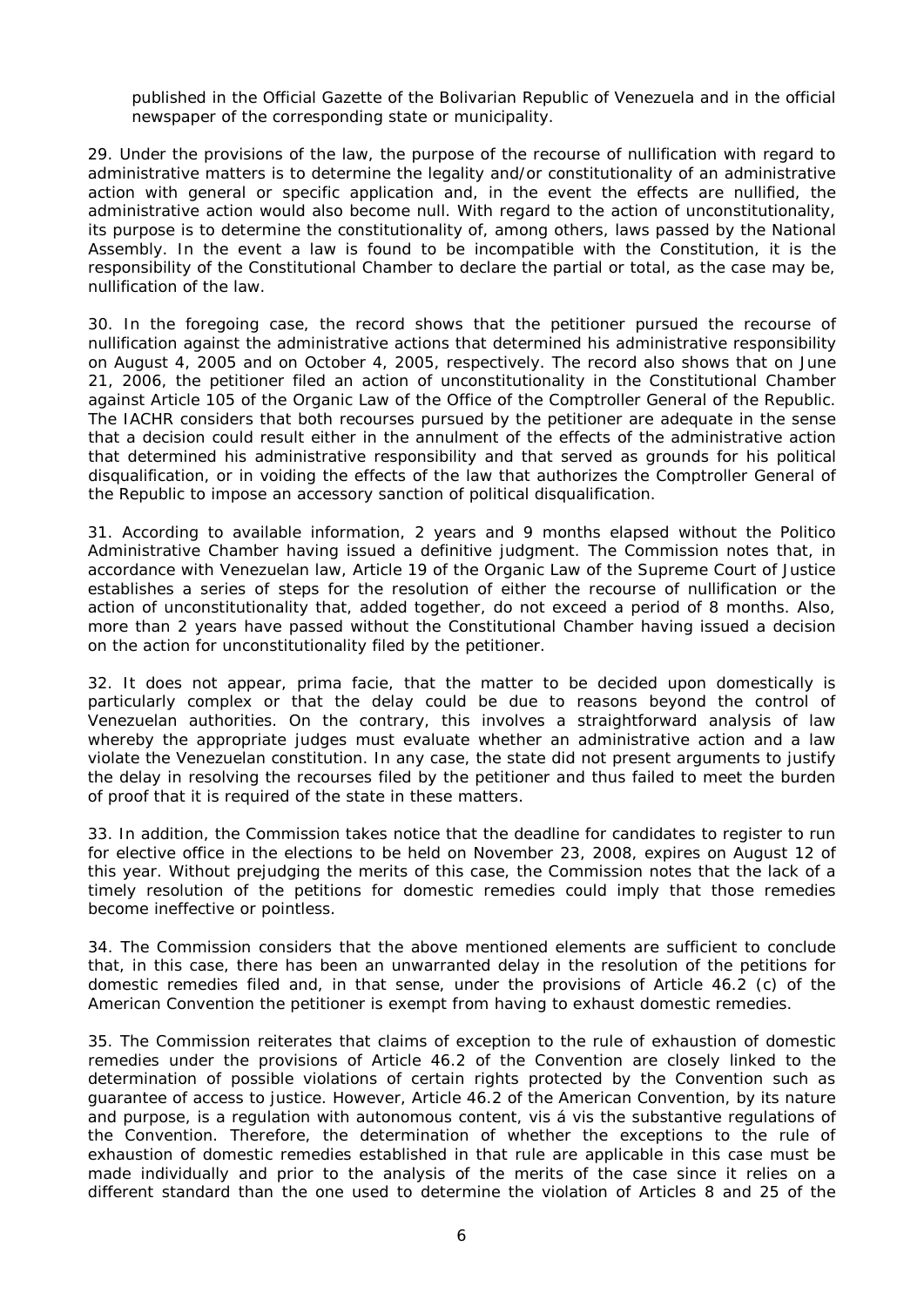published in the Official Gazette of the Bolivarian Republic of Venezuela and in the official newspaper of the corresponding state or municipality.

29. Under the provisions of the law, the purpose of the recourse of nullification with regard to administrative matters is to determine the legality and/or constitutionality of an administrative action with general or specific application and, in the event the effects are nullified, the administrative action would also become null. With regard to the action of unconstitutionality, its purpose is to determine the constitutionality of, among others, laws passed by the National Assembly. In the event a law is found to be incompatible with the Constitution, it is the responsibility of the Constitutional Chamber to declare the partial or total, as the case may be, nullification of the law.

30. In the foregoing case, the record shows that the petitioner pursued the recourse of nullification against the administrative actions that determined his administrative responsibility on August 4, 2005 and on October 4, 2005, respectively. The record also shows that on June 21, 2006, the petitioner filed an action of unconstitutionality in the Constitutional Chamber against Article 105 of the Organic Law of the Office of the Comptroller General of the Republic. The IACHR considers that both recourses pursued by the petitioner are adequate in the sense that a decision could result either in the annulment of the effects of the administrative action that determined his administrative responsibility and that served as grounds for his political disqualification, or in voiding the effects of the law that authorizes the Comptroller General of the Republic to impose an accessory sanction of political disqualification.

31. According to available information, 2 years and 9 months elapsed without the Politico Administrative Chamber having issued a definitive judgment. The Commission notes that, in accordance with Venezuelan law, Article 19 of the Organic Law of the Supreme Court of Justice establishes a series of steps for the resolution of either the recourse of nullification or the action of unconstitutionality that, added together, do not exceed a period of 8 months. Also, more than 2 years have passed without the Constitutional Chamber having issued a decision on the action for unconstitutionality filed by the petitioner.

32. It does not appear, prima facie, that the matter to be decided upon domestically is particularly complex or that the delay could be due to reasons beyond the control of Venezuelan authorities. On the contrary, this involves a straightforward analysis of law whereby the appropriate judges must evaluate whether an administrative action and a law violate the Venezuelan constitution. In any case, the state did not present arguments to justify the delay in resolving the recourses filed by the petitioner and thus failed to meet the burden of proof that it is required of the state in these matters.

33. In addition, the Commission takes notice that the deadline for candidates to register to run for elective office in the elections to be held on November 23, 2008, expires on August 12 of this year. Without prejudging the merits of this case, the Commission notes that the lack of a timely resolution of the petitions for domestic remedies could imply that those remedies become ineffective or pointless.

34. The Commission considers that the above mentioned elements are sufficient to conclude that, in this case, there has been an unwarranted delay in the resolution of the petitions for domestic remedies filed and, in that sense, under the provisions of Article 46.2 (c) of the American Convention the petitioner is exempt from having to exhaust domestic remedies.

35. The Commission reiterates that claims of exception to the rule of exhaustion of domestic remedies under the provisions of Article 46.2 of the Convention are closely linked such the determination of possible violations of certain rights protected by the Convention such as guarantee of access to justice. However, Article 46.2 of the American Convention, by its nature and purpose, is a regulation with autonomous content, vis á vis the substantive regulations of the Convention. Therefore, the determination of whether the exceptions to the rule of exhaustion of domestic remedies established in that rule are applicable in this case must be made individually and prior to the analysis of the merits of the case since it relies on a different standard than the one used to determine the violation of Articles 8 and 25 of the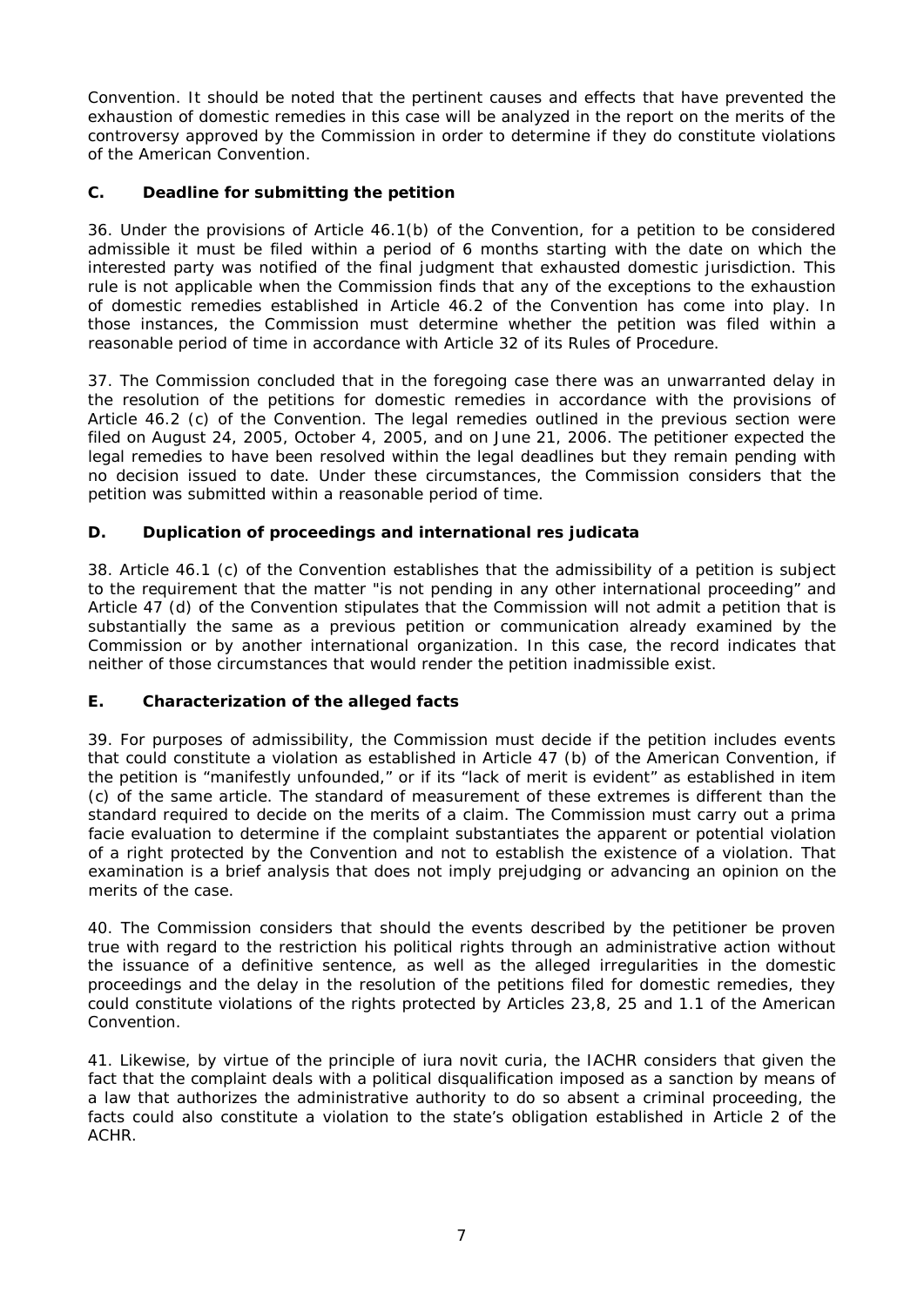Convention. It should be noted that the pertinent causes and effects that have prevented the exhaustion of domestic remedies in this case will be analyzed in the report on the merits of the controversy approved by the Commission in order to determine if they do constitute violations of the American Convention.

### C. Deadline for submitting the petition

36. Under the provisions of Article 46.1(b) of the Convention, for a petition to be considered admissible it must be filed within a period of 6 months starting with the date on which the interested party was notified of the final judgment that exhausted domestic jurisdiction. This rule is not applicable when the Commission finds that any of the exceptions to the exhaustion of domestic remedies established in Article 46.2 of the Convention has come into play. In those instances, the Commission must determine whether the petition was filed within a reasonable period of time in accordance with Article 32 of its Rules of Procedure.

37. The Commission concluded that in the foregoing case there was an unwarranted delay in the resolution of the petitions for domestic remedies in accordance with the provisions of Article 46.2 (c) of the Convention. The legal remedies outlined in the previous section were filed on August 24, 2005, October 4, 2005, and on June 21, 2006. The petitioner expected the legal remedies to have been resolved within the legal deadlines but they remain pending with no decision issued to date. Under these circumstances, the Commission considers that the petition was submitted within a reasonable period of time.

### D. Duplication of proceedings and international res judicata

38. Article 46.1 (c) of the Convention establishes that the admissibility of a petition is subject to the requirement that the matter "is not pending in any other international proceeding" and Article 47 (d) of the Convention stipulates that the Commission will not admit a petition that is substantially the same as a previous petition or communication already examined by the Commission or by another international organization. In this case, the record indicates that neither of those circumstances that would render the petition inadmissible exist.

### E. Characterization of the alleged facts

39. For purposes of admissibility, the Commission must decide if the petition includes events that could constitute a violation as established in Article 47 (b) of the American Convention, if the petition is "manifestly unfounded," or if its "lack of merit is evident" as established in item (c) of the same article. The standard of measurement of these extremes is different than the standard required to decide on the merits of a claim. The Commission must carry out a prima facie evaluation to determine if the complaint substantiates the apparent or potential violation of a right protected by the Convention and not to establish the existence of a violation. That examination is a brief analysis that does not imply prejudging or advancing an opinion on the merits of the case.

40. The Commission considers that should the events described by the petitioner be proven true with regard to the restriction his political rights through an administrative action without the issuance of a definitive sentence, as well as the alleged irregularities in the domestic proceedings and the delay in the resolution of the petitions filed for domestic remedies, they could constitute violations of the rights protected by Articles 23,8, 25 and 1.1 of the American Convention.

41. Likewise, by virtue of the principle of iura novit curia, the IACHR considers that given the fact that the complaint deals with a political disqualification imposed as a sanction by means of a law that authorizes the administrative authority to do so absent a criminal proceeding, the facts could also constitute a violation to the state's obligation established in Article 2 of the ACHR.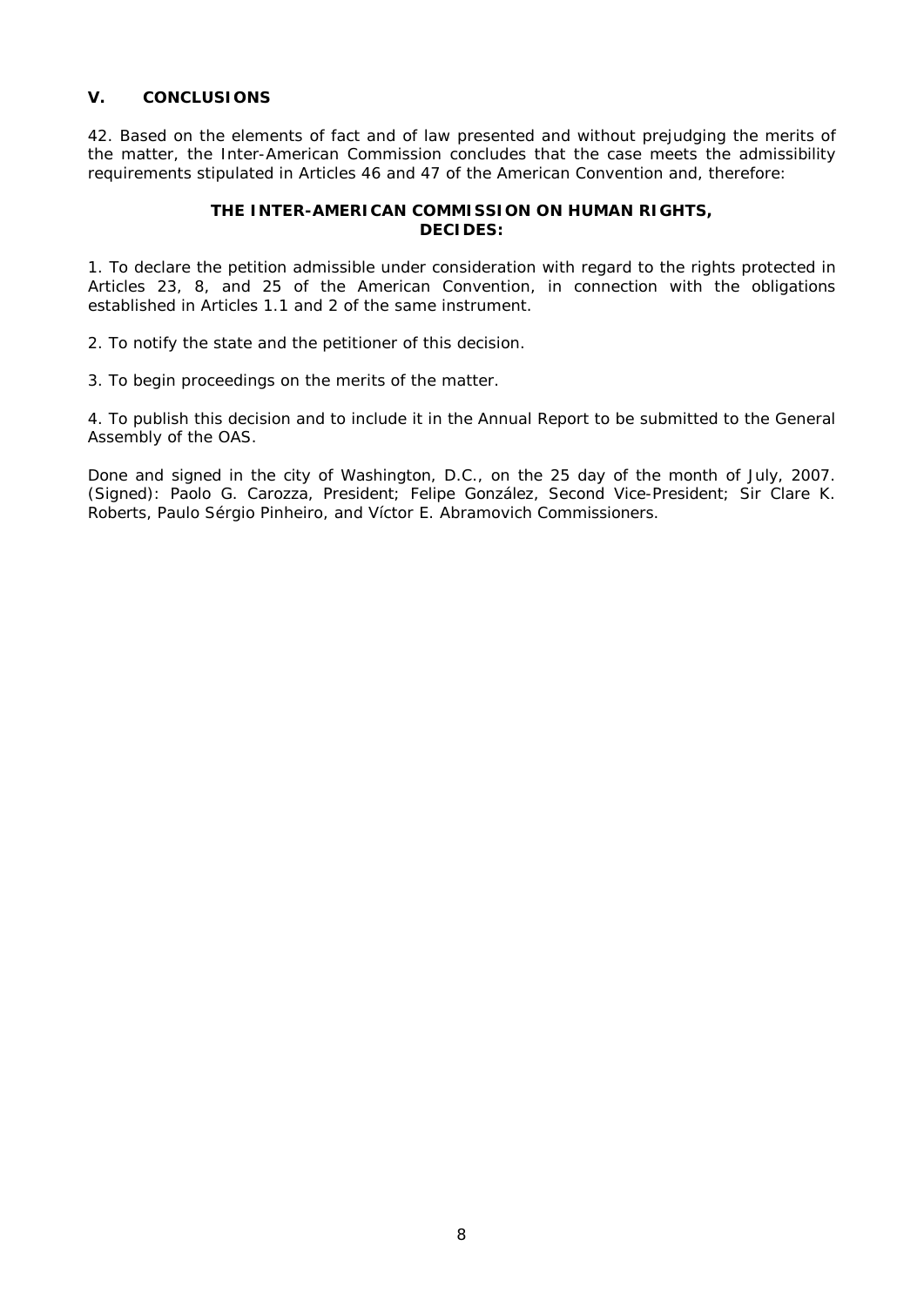## V. CONCLUSIONS

42. Based on the elements of fact and of law presented and without prejudging the merits of the matter, the Inter-American Commission concludes that the case meets the admissibility requirements stipulated in Articles 46 and 47 of the American Convention and, therefore:

**THE INTER-AMERICAN COMMISSION ON HUMAN RIGHTS,**
**DECIDES:**

1. To declare the petition admissible under consideration with regard to the rights protected in Articles 23, 8, and 25 of the American Convention, in connection with the obligations established in Articles 1.1 and 2 of the same instrument.

2. To notify the state and the petitioner of this decision.

3. To begin proceedings on the merits of the matter.

4. To publish this decision and to include it in the Annual Report to be submitted to the General Assembly of the OAS.

Done and signed in the city of Washington, D.C., on the 25 day of the month of July, 2007. (Signed): Paolo G. Carozza, President; Felipe González, Second Vice-President; Sir Clare K. Roberts, Paulo Sérgio Pinheiro, and Víctor E. Abramovich Commissioners.